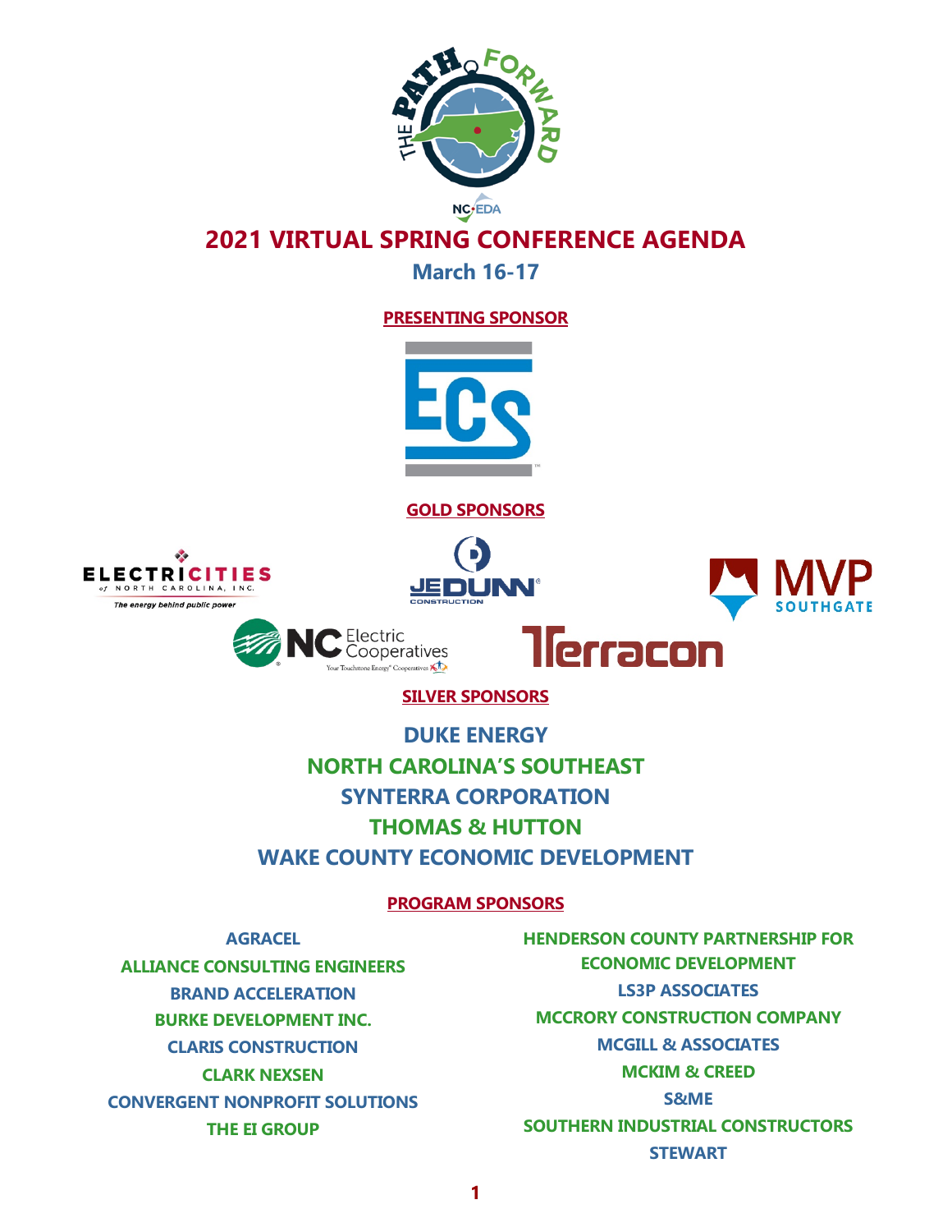# 2021 VIRTUAL SPRING CONFERENCE AGENDA

## March 16-17

### PRESENTING SPONSOR

### GOLD SPONSORS

### SILVER SPONSORS

**DUKE ENERGY**
**NORTH CAROLINA'S SOUTHEAST**
**SYNTERRA CORPORATION**
**THOMAS & HUTTON**
**WAKE COUNTY ECONOMIC DEVELOPMENT**

### PROGRAM SPONSORS

**AGRACEL**
**ALLIANCE CONSULTING ENGINEERS**
**BRAND ACCELERATION**
**BURKE DEVELOPMENT INC.**
**CLARIS CONSTRUCTION**
**CLARK NEXSEN**
**CONVERGENT NONPROFIT SOLUTIONS**
**THE EI GROUP**
**HENDERSON COUNTY PARTNERSHIP FOR ECONOMIC DEVELOPMENT**
**LS3P ASSOCIATES**
**MCCRORY CONSTRUCTION COMPANY**
**MCGILL & ASSOCIATES**
**MCKIM & CREED**
**S&ME**
**SOUTHERN INDUSTRIAL CONSTRUCTORS**
**STEWART**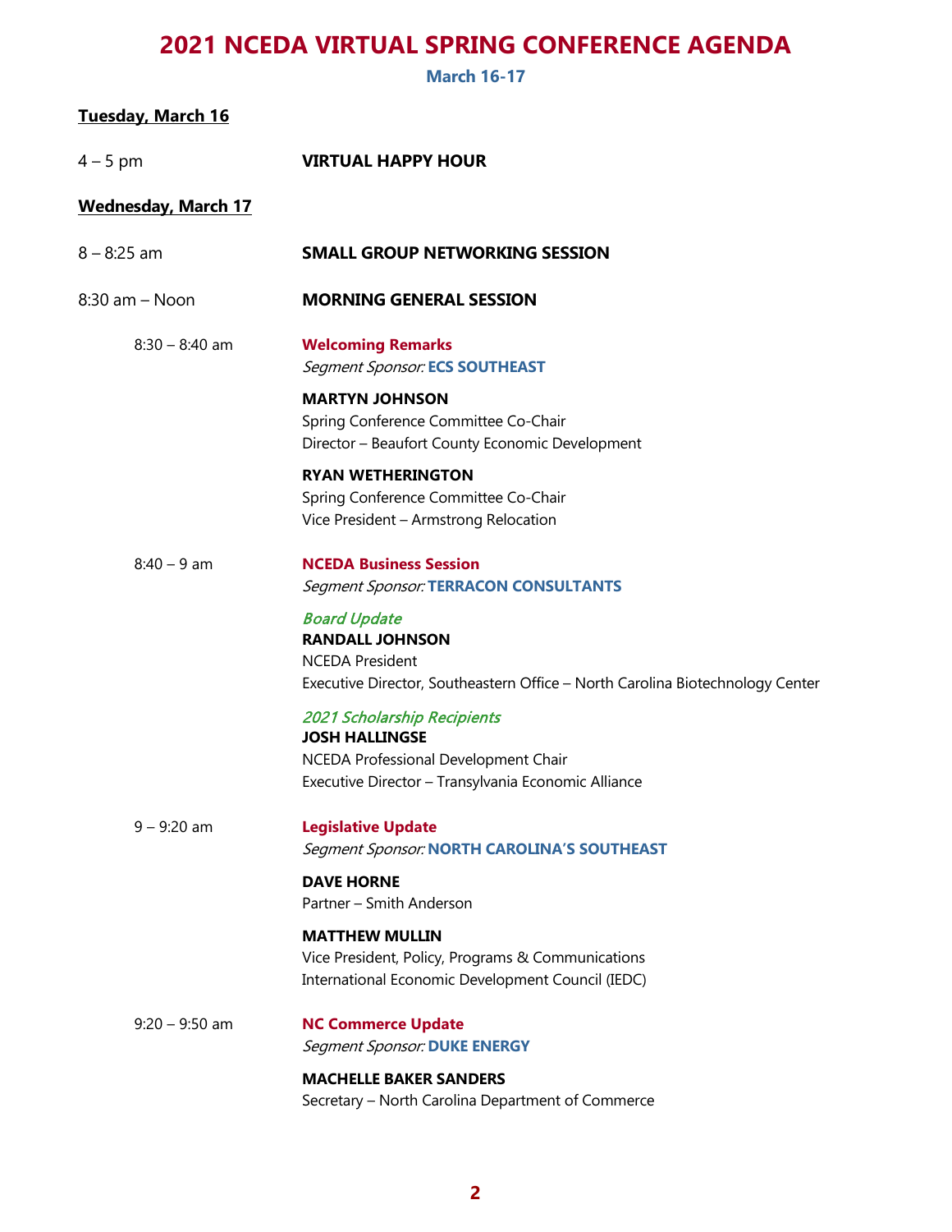# 2021 NCEDA VIRTUAL SPRING CONFERENCE AGENDA

**March 16-17**

**Tuesday, March 16**

4 – 5 pm — **VIRTUAL HAPPY HOUR**

**Wednesday, March 17**

8 – 8:25 am — **SMALL GROUP NETWORKING SESSION**

8:30 am – Noon — **MORNING GENERAL SESSION**

8:30 – 8:40 am — **Welcoming Remarks**
*Segment Sponsor:* **ECS SOUTHEAST**

**MARTYN JOHNSON**
Spring Conference Committee Co-Chair
Director – Beaufort County Economic Development

**RYAN WETHERINGTON**
Spring Conference Committee Co-Chair
Vice President – Armstrong Relocation

8:40 – 9 am — **NCEDA Business Session**
*Segment Sponsor:* **TERRACON CONSULTANTS**

*Board Update*
**RANDALL JOHNSON**
NCEDA President
Executive Director, Southeastern Office – North Carolina Biotechnology Center

*2021 Scholarship Recipients*
**JOSH HALLINGSE**
NCEDA Professional Development Chair
Executive Director – Transylvania Economic Alliance

9 – 9:20 am — **Legislative Update**
*Segment Sponsor:* **NORTH CAROLINA'S SOUTHEAST**

**DAVE HORNE**
Partner – Smith Anderson

**MATTHEW MULLIN**
Vice President, Policy, Programs & Communications
International Economic Development Council (IEDC)

9:20 – 9:50 am — **NC Commerce Update**
*Segment Sponsor:* **DUKE ENERGY**

**MACHELLE BAKER SANDERS**
Secretary – North Carolina Department of Commerce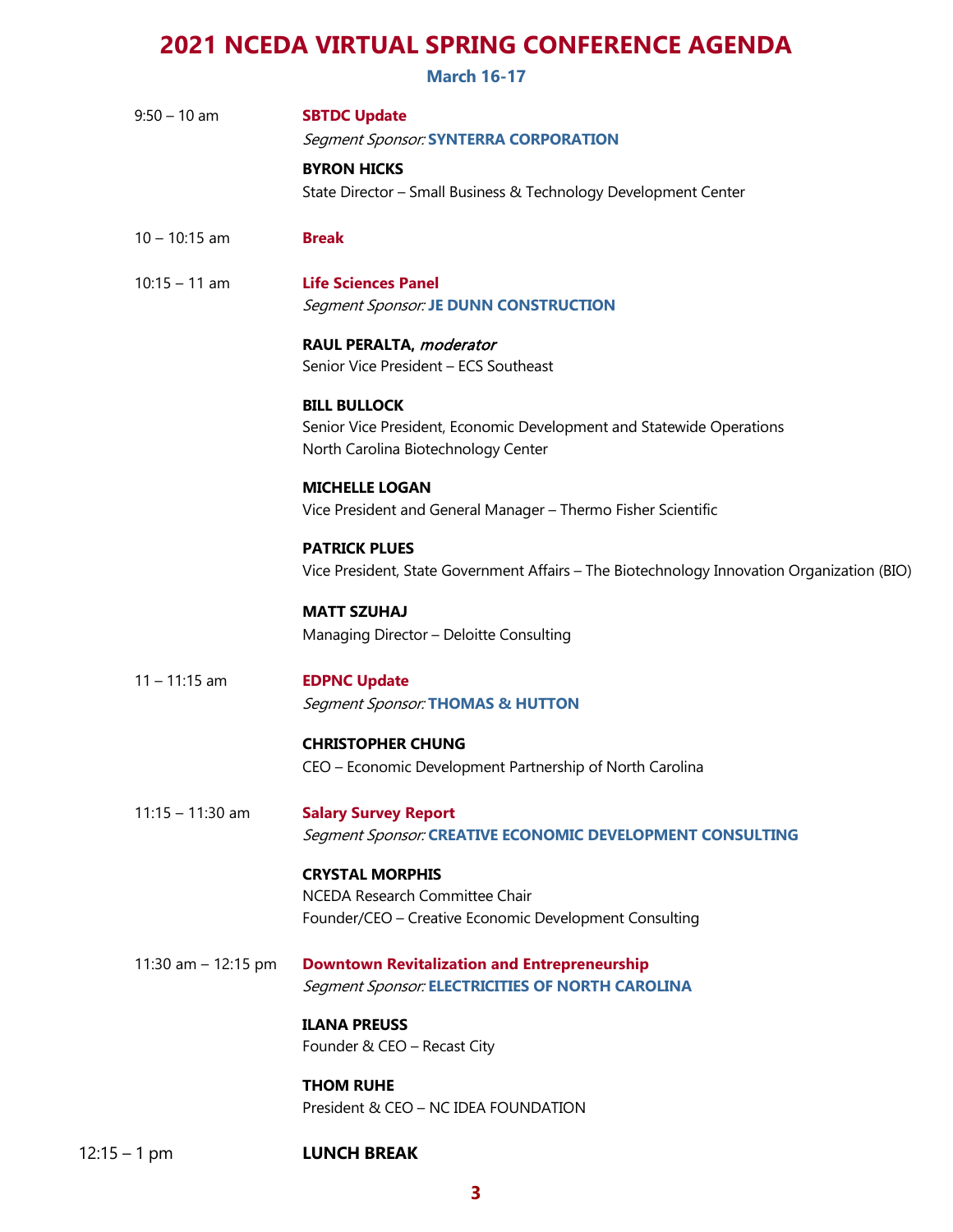# 2021 NCEDA VIRTUAL SPRING CONFERENCE AGENDA

**March 16-17**

9:50 – 10 am **SBTDC Update**
*Segment Sponsor:* **SYNTERRA CORPORATION**

**BYRON HICKS**
State Director – Small Business & Technology Development Center

10 – 10:15 am **Break**

10:15 – 11 am **Life Sciences Panel**
*Segment Sponsor:* **JE DUNN CONSTRUCTION**

**RAUL PERALTA,** ***moderator***
Senior Vice President – ECS Southeast

**BILL BULLOCK**
Senior Vice President, Economic Development and Statewide Operations
North Carolina Biotechnology Center

**MICHELLE LOGAN**
Vice President and General Manager – Thermo Fisher Scientific

**PATRICK PLUES**
Vice President, State Government Affairs – The Biotechnology Innovation Organization (BIO)

**MATT SZUHAJ**
Managing Director – Deloitte Consulting

11 – 11:15 am **EDPNC Update**
*Segment Sponsor:* **THOMAS & HUTTON**

**CHRISTOPHER CHUNG**
CEO – Economic Development Partnership of North Carolina

11:15 – 11:30 am **Salary Survey Report**
*Segment Sponsor:* **CREATIVE ECONOMIC DEVELOPMENT CONSULTING**

**CRYSTAL MORPHIS**
NCEDA Research Committee Chair
Founder/CEO – Creative Economic Development Consulting

11:30 am – 12:15 pm **Downtown Revitalization and Entrepreneurship**
*Segment Sponsor:* **ELECTRICITIES OF NORTH CAROLINA**

**ILANA PREUSS**
Founder & CEO – Recast City

**THOM RUHE**
President & CEO – NC IDEA FOUNDATION

12:15 – 1 pm **LUNCH BREAK**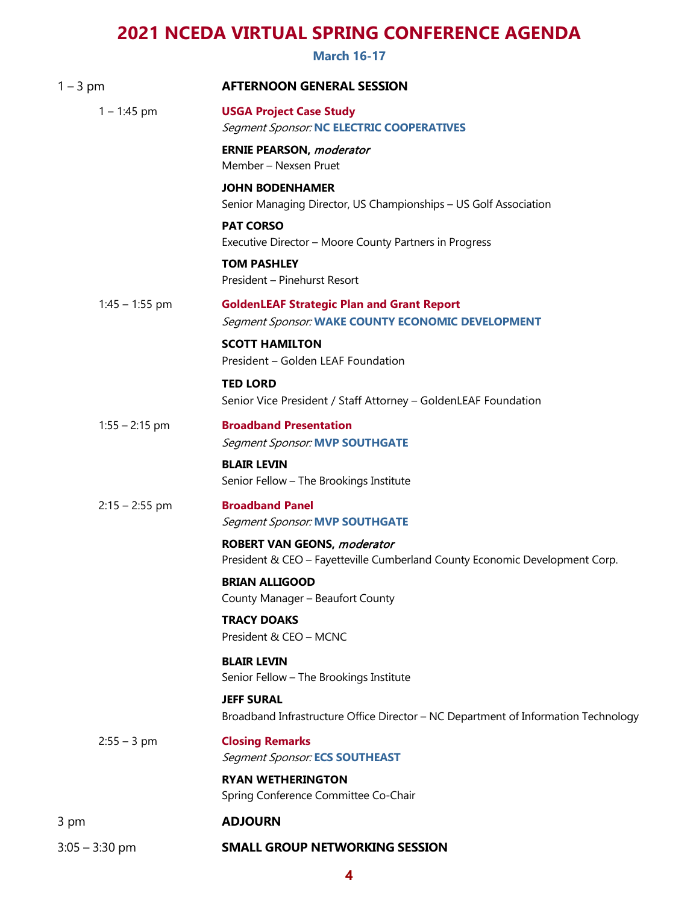# 2021 NCEDA VIRTUAL SPRING CONFERENCE AGENDA

**March 16-17**

**1 – 3 pm — AFTERNOON GENERAL SESSION**

**1 – 1:45 pm — USGA Project Case Study**
*Segment Sponsor:* **NC ELECTRIC COOPERATIVES**

**ERNIE PEARSON,** ***moderator***
Member – Nexsen Pruet

**JOHN BODENHAMER**
Senior Managing Director, US Championships – US Golf Association

**PAT CORSO**
Executive Director – Moore County Partners in Progress

**TOM PASHLEY**
President – Pinehurst Resort

**1:45 – 1:55 pm — GoldenLEAF Strategic Plan and Grant Report**
*Segment Sponsor:* **WAKE COUNTY ECONOMIC DEVELOPMENT**

**SCOTT HAMILTON**
President – Golden LEAF Foundation

**TED LORD**
Senior Vice President / Staff Attorney – GoldenLEAF Foundation

**1:55 – 2:15 pm — Broadband Presentation**
*Segment Sponsor:* **MVP SOUTHGATE**

**BLAIR LEVIN**
Senior Fellow – The Brookings Institute

**2:15 – 2:55 pm — Broadband Panel**
*Segment Sponsor:* **MVP SOUTHGATE**

**ROBERT VAN GEONS,** ***moderator***
President & CEO – Fayetteville Cumberland County Economic Development Corp.

**BRIAN ALLIGOOD**
County Manager – Beaufort County

**TRACY DOAKS**
President & CEO – MCNC

**BLAIR LEVIN**
Senior Fellow – The Brookings Institute

**JEFF SURAL**
Broadband Infrastructure Office Director – NC Department of Information Technology

**2:55 – 3 pm — Closing Remarks**
*Segment Sponsor:* **ECS SOUTHEAST**

**RYAN WETHERINGTON**
Spring Conference Committee Co-Chair

**3 pm — ADJOURN**

**3:05 – 3:30 pm — SMALL GROUP NETWORKING SESSION**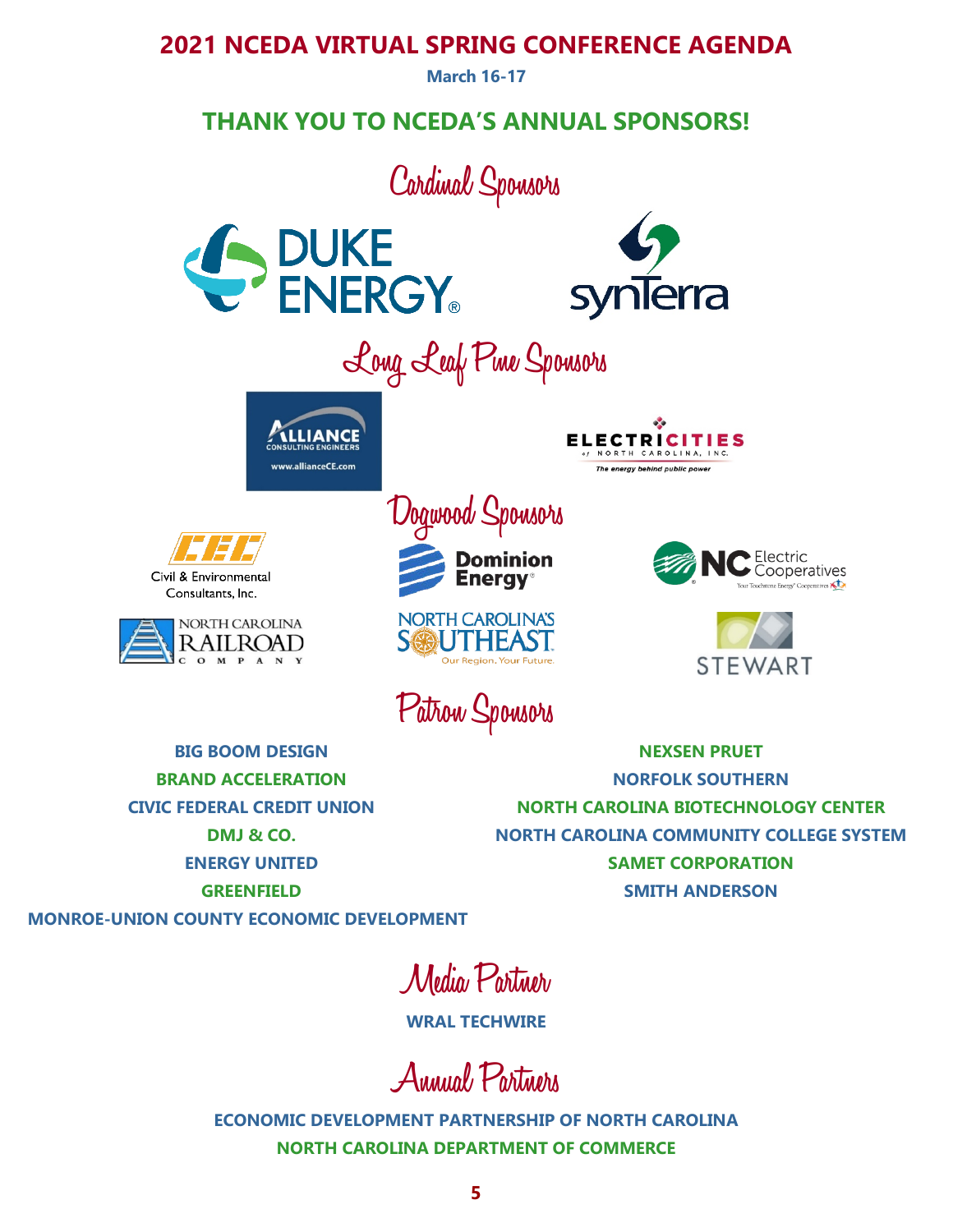# 2021 NCEDA VIRTUAL SPRING CONFERENCE AGENDA

**March 16-17**

## THANK YOU TO NCEDA'S ANNUAL SPONSORS!

### Cardinal Sponsors

DUKE ENERGY

synTerra

### Long Leaf Pine Sponsors

ALLIANCE CONSULTING ENGINEERS
www.allianceCE.com

ELECTRICITIES of NORTH CAROLINA, INC.
The energy behind public power

### Dogwood Sponsors

CEC Civil & Environmental Consultants, Inc.

Dominion Energy

NC Electric Cooperatives
Your Touchstone Energy Cooperatives

NORTH CAROLINA RAILROAD COMPANY

NORTH CAROLINA'S SOUTHEAST
Our Region. Your Future.

STEWART

### Patron Sponsors

**BIG BOOM DESIGN**
**BRAND ACCELERATION**
**CIVIC FEDERAL CREDIT UNION**
**DMJ & CO.**
**ENERGY UNITED**
**GREENFIELD**
**MONROE-UNION COUNTY ECONOMIC DEVELOPMENT**
**NEXSEN PRUET**
**NORFOLK SOUTHERN**
**NORTH CAROLINA BIOTECHNOLOGY CENTER**
**NORTH CAROLINA COMMUNITY COLLEGE SYSTEM**
**SAMET CORPORATION**
**SMITH ANDERSON**

### Media Partner

**WRAL TECHWIRE**

### Annual Partners

**ECONOMIC DEVELOPMENT PARTNERSHIP OF NORTH CAROLINA**
**NORTH CAROLINA DEPARTMENT OF COMMERCE**